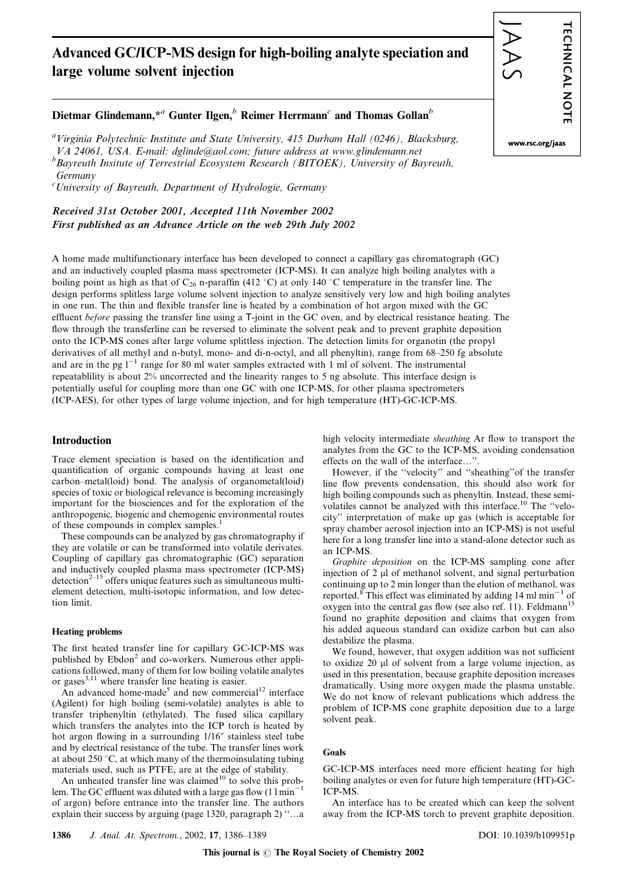# Advanced GC/ICP-MS design for high-boiling analyte speciation and large volume solvent injection

**Dietmar Glindemann,**[*a] **Gunter Ilgen,**[b] **Reimer Herrmann**[c] **and Thomas Gollan**[b]

[a] *Virginia Polytechnic Institute and State University, 415 Durham Hall (0246), Blacksburg, VA 24061, USA. E-mail: dglinde@aol.com; future address at www.glindemann.net*
[b] *Bayreuth Insitute of Terrestrial Ecosystem Research (BITOEK), University of Bayreuth, Germany*
[c] *University of Bayreuth, Department of Hydrologie, Germany*

***Received 31st October 2001, Accepted 11th November 2002***
***First published as an Advance Article on the web 29th July 2002***

A home made multifunctionary interface has been developed to connect a capillary gas chromatograph (GC) and an inductively coupled plasma mass spectrometer (ICP-MS). It can analyze high boiling analytes with a boiling point as high as that of $C_{26}$ n-paraffin (412 °C) at only 140 °C temperature in the transfer line. The design performs splitless large volume solvent injection to analyze sensitively very low and high boiling analytes in one run. The thin and flexible transfer line is heated by a combination of hot argon mixed with the GC effluent *before* passing the transfer line using a T-joint in the GC oven, and by electrical resistance heating. The flow through the transferline can be reversed to eliminate the solvent peak and to prevent graphite deposition onto the ICP-MS cones after large volume splittless injection. The detection limits for organotin (the propyl derivatives of all methyl and n-butyl, mono- and di-n-octyl, and all phenyltin), range from 68–250 fg absolute and are in the pg $l^{-1}$ range for 80 ml water samples extracted with 1 ml of solvent. The instrumental repeatablity is about 2% uncorrected and the linearity ranges to 5 ng absolute. This interface design is potentially useful for coupling more than one GC with one ICP-MS, for other plasma spectrometers (ICP-AES), for other types of large volume injection, and for high temperature (HT)-GC-ICP-MS.

## Introduction

Trace element speciation is based on the identification and quantification of organic compounds having at least one carbon–metal(loid) bond. The analysis of organometal(loid) species of toxic or biological relevance is becoming increasingly important for the biosciences and for the exploration of the anthropogenic, biogenic and chemogenic environmental routes of these compounds in complex samples.[1]

These compounds can be analyzed by gas chromatography if they are volatile or can be transformed into volatile derivates. Coupling of capillary gas chromatographic (GC) separation and inductively coupled plasma mass spectrometer (ICP-MS) detection[2–15] offers unique features such as simultaneous multi-element detection, multi-isotopic information, and low detection limit.

### Heating problems

The first heated transfer line for capillary GC-ICP-MS was published by Ebdon[2] and co-workers. Numerous other applications followed, many of them for low boiling volatile analytes or gases[3,11] where transfer line heating is easier.

An advanced home-made[5] and new commercial[12] interface (Agilent) for high boiling (semi-volatile) analytes is able to transfer triphenyltin (ethylated). The fused silica capillary which transfers the analytes into the ICP torch is heated by hot argon flowing in a surrounding 1/16″ stainless steel tube and by electrical resistance of the tube. The transfer lines work at about 250 °C, at which many of the thermoinsulating tubing materials used, such as PTFE, are at the edge of stability.

An unheated transfer line was claimed[10] to solve this problem. The GC effluent was diluted with a large gas flow (11 $min^{-1}$ of argon) before entrance into the transfer line. The authors explain their success by arguing (page 1320, paragraph 2) ''…a high velocity intermediate *sheathing* Ar flow to transport the analytes from the GC to the ICP-MS, avoiding condensation effects on the wall of the interface…''.

However, if the ''velocity'' and ''sheathing''of the transfer line flow prevents condensation, this should also work for high boiling compounds such as phenyltin. Instead, these semi-volatiles cannot be analyzed with this interface.[10] The ''velocity'' interpretation of make up gas (which is acceptable for spray chamber aerosol injection into an ICP-MS) is not useful here for a long transfer line into a stand-alone detector such as an ICP-MS.

*Graphite deposition* on the ICP-MS sampling cone after injection of 2 µl of methanol solvent, and signal perturbation continuing up to 2 min longer than the elution of methanol, was reported.[8] This effect was eliminated by adding 14 ml $min^{-1}$ of oxygen into the central gas flow (see also ref. 11). Feldmann[15] found no graphite deposition and claims that oxygen from his added aqueous standard can oxidize carbon but can also destabilize the plasma.

We found, however, that oxygen addition was not sufficient to oxidize 20 µl of solvent from a large volume injection, as used in this presentation, because graphite deposition increases dramatically. Using more oxygen made the plasma unstable. We do not know of relevant publications which address the problem of ICP-MS cone graphite deposition due to a large solvent peak.

### Goals

GC-ICP-MS interfaces need more efficient heating for high boiling analytes or even for future high temperature (HT)-GC-ICP-MS.

An interface has to be created which can keep the solvent away from the ICP-MS torch to prevent graphite deposition.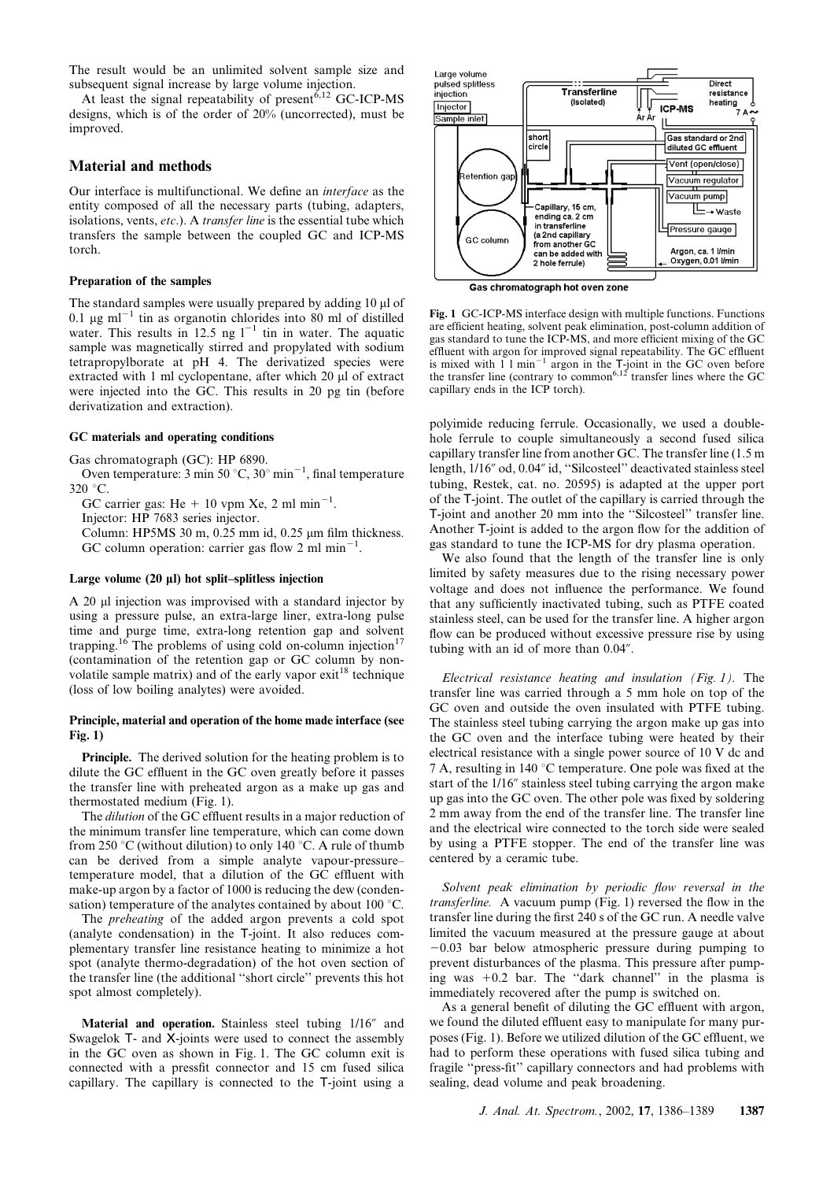The result would be an unlimited solvent sample size and subsequent signal increase by large volume injection.

At least the signal repeatability of present[6,12] GC-ICP-MS designs, which is of the order of 20% (uncorrected), must be improved.

## Material and methods

Our interface is multifunctional. We define an *interface* as the entity composed of all the necessary parts (tubing, adapters, isolations, vents, *etc*.). A *transfer line* is the essential tube which transfers the sample between the coupled GC and ICP-MS torch.

### Preparation of the samples

The standard samples were usually prepared by adding 10 µl of 0.1 µg ml$^{-1}$ tin as organotin chlorides into 80 ml of distilled water. This results in 12.5 ng l$^{-1}$ tin in water. The aquatic sample was magnetically stirred and propylated with sodium tetrapropylborate at pH 4. The derivatized species were extracted with 1 ml cyclopentane, after which 20 µl of extract were injected into the GC. This results in 20 pg tin (before derivatization and extraction).

### GC materials and operating conditions

Gas chromatograph (GC): HP 6890.

Oven temperature: 3 min 50 °C, 30° min$^{-1}$, final temperature 320 °C.

GC carrier gas: He + 10 vpm Xe, 2 ml min$^{-1}$.

Injector: HP 7683 series injector.

Column: HP5MS 30 m, 0.25 mm id, 0.25 µm film thickness.

GC column operation: carrier gas flow 2 ml min$^{-1}$.

### Large volume (20 µl) hot split–splitless injection

A 20 µl injection was improvised with a standard injector by using a pressure pulse, an extra-large liner, extra-long pulse time and purge time, extra-long retention gap and solvent trapping.[16] The problems of using cold on-column injection[17] (contamination of the retention gap or GC column by non-volatile sample matrix) and of the early vapor exit[18] technique (loss of low boiling analytes) were avoided.

### Principle, material and operation of the home made interface (see Fig. 1)

**Principle.** The derived solution for the heating problem is to dilute the GC effluent in the GC oven greatly before it passes the transfer line with preheated argon as a make up gas and thermostated medium (Fig. 1).

The *dilution* of the GC effluent results in a major reduction of the minimum transfer line temperature, which can come down from 250 °C (without dilution) to only 140 °C. A rule of thumb can be derived from a simple analyte vapour-pressure–temperature model, that a dilution of the GC effluent with make-up argon by a factor of 1000 is reducing the dew (condensation) temperature of the analytes contained by about 100 °C.

The *preheating* of the added argon prevents a cold spot (analyte condensation) in the T-joint. It also reduces complementary transfer line resistance heating to minimize a hot spot (analyte thermo-degradation) of the hot oven section of the transfer line (the additional "short circle" prevents this hot spot almost completely).

**Material and operation.** Stainless steel tubing 1/16″ and Swagelok T- and X-joints were used to connect the assembly in the GC oven as shown in Fig. 1. The GC column exit is connected with a pressfit connector and 15 cm fused silica capillary. The capillary is connected to the T-joint using a polyimide reducing ferrule. Occasionally, we used a double-hole ferrule to couple simultaneously a second fused silica capillary transfer line from another GC. The transfer line (1.5 m length, 1/16″ od, 0.04″ id, "Silcosteel" deactivated stainless steel tubing, Restek, cat. no. 20595) is adapted at the upper port of the T-joint. The outlet of the capillary is carried through the T-joint and another 20 mm into the "Silcosteel" transfer line. Another T-joint is added to the argon flow for the addition of gas standard to tune the ICP-MS for dry plasma operation.

We also found that the length of the transfer line is only limited by safety measures due to the rising necessary power voltage and does not influence the performance. We found that any sufficiently inactivated tubing, such as PTFE coated stainless steel, can be used for the transfer line. A higher argon flow can be produced without excessive pressure rise by using tubing with an id of more than 0.04″.

*Electrical resistance heating and insulation (Fig. 1).* The transfer line was carried through a 5 mm hole on top of the GC oven and outside the oven insulated with PTFE tubing. The stainless steel tubing carrying the argon make up gas into the GC oven and the interface tubing were heated by their electrical resistance with a single power source of 10 V dc and 7 A, resulting in 140 °C temperature. One pole was fixed at the start of the 1/16″ stainless steel tubing carrying the argon make up gas into the GC oven. The other pole was fixed by soldering 2 mm away from the end of the transfer line. The transfer line and the electrical wire connected to the torch side were sealed by using a PTFE stopper. The end of the transfer line was centered by a ceramic tube.

*Solvent peak elimination by periodic flow reversal in the transferline.* A vacuum pump (Fig. 1) reversed the flow in the transfer line during the first 240 s of the GC run. A needle valve limited the vacuum measured at the pressure gauge at about −0.03 bar below atmospheric pressure during pumping to prevent disturbances of the plasma. This pressure after pumping was +0.2 bar. The "dark channel" in the plasma is immediately recovered after the pump is switched on.

As a general benefit of diluting the GC effluent with argon, we found the diluted effluent easy to manipulate for many purposes (Fig. 1). Before we utilized dilution of the GC effluent, we had to perform these operations with fused silica tubing and fragile "press-fit" capillary connectors and had problems with sealing, dead volume and peak broadening.

**Fig. 1** GC-ICP-MS interface design with multiple functions. Functions are efficient heating, solvent peak elimination, post-column addition of gas standard to tune the ICP-MS, and more efficient mixing of the GC effluent with argon for improved signal repeatability. The GC effluent is mixed with 1 l min$^{-1}$ argon in the T-joint in the GC oven before the transfer line (contrary to common[6,12] transfer lines where the GC capillary ends in the ICP torch).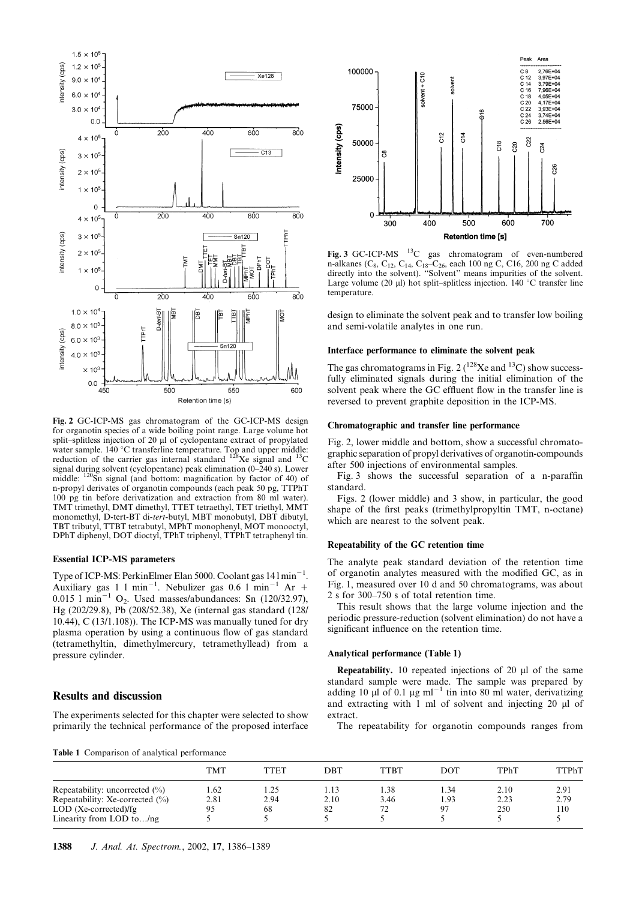Fig. 2 GC-ICP-MS gas chromatogram of the GC-ICP-MS design for organotin species of a wide boiling point range. Large volume hot split–splitless injection of 20 µl of cyclopentane extract of propylated water sample. 140 °C transferline temperature. Top and upper middle: reduction of the carrier gas internal standard $^{128}$Xe signal and $^{13}$C signal during solvent (cyclopentane) peak elimination (0–240 s). Lower middle: $^{120}$Sn signal (and bottom: magnification by factor of 40) of n-propyl derivates of organotin compounds (each peak 50 pg, TTPhT 100 pg tin before derivatization and extraction from 80 ml water). TMT trimethyl, DMT dimethyl, TTET tetraethyl, TET triethyl, MMT monomethyl, D-tert-BT di-*tert*-butyl, MBT monobutyl, DBT dibutyl, TBT tributyl, TTBT tetrabutyl, MPhT monophenyl, MOT monooctyl, DPhT diphenyl, DOT dioctyl, TPhT triphenyl, TTPhT tetraphenyl tin.

### Essential ICP-MS parameters

Type of ICP-MS: PerkinElmer Elan 5000. Coolant gas 14 l min$^{-1}$. Auxiliary gas 1 l min$^{-1}$. Nebulizer gas 0.6 l min$^{-1}$ Ar + 0.015 l min$^{-1}$ $O_2$. Used masses/abundances: Sn (120/32.97), Hg (202/29.8), Pb (208/52.38), Xe (internal gas standard (128/10.44), C (13/1.108)). The ICP-MS was manually tuned for dry plasma operation by using a continuous flow of gas standard (tetramethyltin, dimethylmercury, tetramethyllead) from a pressure cylinder.

## Results and discussion

The experiments selected for this chapter were selected to show primarily the technical performance of the proposed interface design to eliminate the solvent peak and to transfer low boiling and semi-volatile analytes in one run.

Fig. 3 GC-ICP-MS $^{13}$C gas chromatogram of even-numbered n-alkanes ($C_8$, $C_{12}$, $C_{14}$, $C_{18}$–$C_{26}$, each 100 ng C, C16, 200 ng C added directly into the solvent). "Solvent" means impurities of the solvent. Large volume (20 µl) hot split–splitless injection. 140 °C transfer line temperature.

### Interface performance to eliminate the solvent peak

The gas chromatograms in Fig. 2 ($^{128}$Xe and $^{13}$C) show successfully eliminated signals during the initial elimination of the solvent peak where the GC effluent flow in the transfer line is reversed to prevent graphite deposition in the ICP-MS.

### Chromatographic and transfer line performance

Fig. 2, lower middle and bottom, show a successful chromatographic separation of propyl derivatives of organotin-compounds after 500 injections of environmental samples.

Fig. 3 shows the successful separation of a n-paraffin standard.

Figs. 2 (lower middle) and 3 show, in particular, the good shape of the first peaks (trimethylpropyltin TMT, n-octane) which are nearest to the solvent peak.

### Repeatability of the GC retention time

The analyte peak standard deviation of the retention time of organotin analytes measured with the modified GC, as in Fig. 1, measured over 10 d and 50 chromatograms, was about 2 s for 300–750 s of total retention time.

This result shows that the large volume injection and the periodic pressure-reduction (solvent elimination) do not have a significant influence on the retention time.

### Analytical performance (Table 1)

**Repeatability.** 10 repeated injections of 20 µl of the same standard sample were made. The sample was prepared by adding 10 µl of 0.1 µg ml$^{-1}$ tin into 80 ml water, derivatizing and extracting with 1 ml of solvent and injecting 20 µl of extract.

The repeatability for organotin compounds ranges from

Table 1 Comparison of analytical performance

| | TMT | TTET | DBT | TTBT | DOT | TPhT | TTPhT |
|---|---|---|---|---|---|---|---|
| Repeatability: uncorrected (%) | 1.62 | 1.25 | 1.13 | 1.38 | 1.34 | 2.10 | 2.91 |
| Repeatability: Xe-corrected (%) | 2.81 | 2.94 | 2.10 | 3.46 | 1.93 | 2.23 | 2.79 |
| LOD (Xe-corrected)/fg | 95 | 68 | 82 | 72 | 97 | 250 | 110 |
| Linearity from LOD to…/ng | 5 | 5 | 5 | 5 | 5 | 5 | 5 |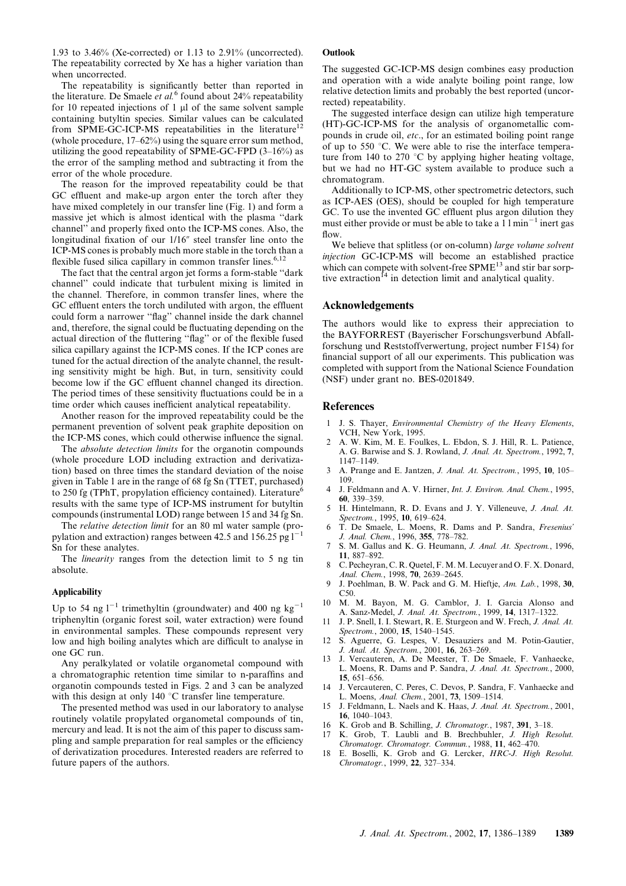1.93 to 3.46% (Xe-corrected) or 1.13 to 2.91% (uncorrected). The repeatability corrected by Xe has a higher variation than when uncorrected.

The repeatability is significantly better than reported in the literature. De Smaele *et al.*[6] found about 24% repeatability for 10 repeated injections of 1 µl of the same solvent sample containing butyltin species. Similar values can be calculated from SPME-GC-ICP-MS repeatabilities in the literature[12] (whole procedure, 17–62%) using the square error sum method, utilizing the good repeatability of SPME-GC-FPD (3–16%) as the error of the sampling method and subtracting it from the error of the whole procedure.

The reason for the improved repeatability could be that GC effluent and make-up argon enter the torch after they have mixed completely in our transfer line (Fig. 1) and form a massive jet which is almost identical with the plasma "dark channel" and properly fixed onto the ICP-MS cones. Also, the longitudinal fixation of our 1/16″ steel transfer line onto the ICP-MS cones is probably much more stable in the torch than a flexible fused silica capillary in common transfer lines.[6,12]

The fact that the central argon jet forms a form-stable "dark channel" could indicate that turbulent mixing is limited in the channel. Therefore, in common transfer lines, where the GC effluent enters the torch undiluted with argon, the effluent could form a narrower "flag" channel inside the dark channel and, therefore, the signal could be fluctuating depending on the actual direction of the fluttering "flag" or of the flexible fused silica capillary against the ICP-MS cones. If the ICP cones are tuned for the actual direction of the analyte channel, the resulting sensitivity might be high. But, in turn, sensitivity could become low if the GC effluent channel changed its direction. The period times of these sensitivity fluctuations could be in a time order which causes inefficient analytical repeatability.

Another reason for the improved repeatability could be the permanent prevention of solvent peak graphite deposition on the ICP-MS cones, which could otherwise influence the signal.

The *absolute detection limits* for the organotin compounds (whole procedure LOD including extraction and derivatization) based on three times the standard deviation of the noise given in Table 1 are in the range of 68 fg Sn (TTET, purchased) to 250 fg (TPhT, propylation efficiency contained). Literature[6] results with the same type of ICP-MS instrument for butyltin compounds (instrumental LOD) range between 15 and 34 fg Sn.

The *relative detection limit* for an 80 ml water sample (propylation and extraction) ranges between 42.5 and 156.25 pg $l^{-1}$ Sn for these analytes.

The *linearity* ranges from the detection limit to 5 ng tin absolute.

### Applicability

Up to 54 ng $l^{-1}$ trimethyltin (groundwater) and 400 ng $kg^{-1}$ triphenyltin (organic forest soil, water extraction) were found in environmental samples. These compounds represent very low and high boiling analytes which are difficult to analyse in one GC run.

Any peralkylated or volatile organometal compound with a chromatographic retention time similar to n-paraffins and organotin compounds tested in Figs. 2 and 3 can be analyzed with this design at only 140 °C transfer line temperature.

The presented method was used in our laboratory to analyse routinely volatile propylated organometal compounds of tin, mercury and lead. It is not the aim of this paper to discuss sampling and sample preparation for real samples or the efficiency of derivatization procedures. Interested readers are referred to future papers of the authors.

### Outlook

The suggested GC-ICP-MS design combines easy production and operation with a wide analyte boiling point range, low relative detection limits and probably the best reported (uncorrected) repeatability.

The suggested interface design can utilize high temperature (HT)-GC-ICP-MS for the analysis of organometallic compounds in crude oil, *etc*., for an estimated boiling point range of up to 550 °C. We were able to rise the interface temperature from 140 to 270 °C by applying higher heating voltage, but we had no HT-GC system available to produce such a chromatogram.

Additionally to ICP-MS, other spectrometric detectors, such as ICP-AES (OES), should be coupled for high temperature GC. To use the invented GC effluent plus argon dilution they must either provide or must be able to take a 1 l $min^{-1}$ inert gas flow.

We believe that splitless (or on-column) *large volume solvent injection* GC-ICP-MS will become an established practice which can compete with solvent-free SPME[13] and stir bar sorptive extraction[14] in detection limit and analytical quality.

## Acknowledgements

The authors would like to express their appreciation to the BAYFORREST (Bayerischer Forschungsverbund Abfallforschung und Reststoffverwertung, project number F154) for financial support of all our experiments. This publication was completed with support from the National Science Foundation (NSF) under grant no. BES-0201849.

## References

1. J. S. Thayer, *Environmental Chemistry of the Heavy Elements*, VCH, New York, 1995.
2. A. W. Kim, M. E. Foulkes, L. Ebdon, S. J. Hill, R. L. Patience, A. G. Barwise and S. J. Rowland, *J. Anal. At. Spectrom.*, 1992, **7**, 1147–1149.
3. A. Prange and E. Jantzen, *J. Anal. At. Spectrom.*, 1995, **10**, 105–109.
4. J. Feldmann and A. V. Hirner, *Int. J. Environ. Anal. Chem.*, 1995, **60**, 339–359.
5. H. Hintelmann, R. D. Evans and J. Y. Villeneuve, *J. Anal. At. Spectrom.*, 1995, **10**, 619–624.
6. T. De Smaele, L. Moens, R. Dams and P. Sandra, *Fresenius' J. Anal. Chem.*, 1996, **355**, 778–782.
7. S. M. Gallus and K. G. Heumann, *J. Anal. At. Spectrom.*, 1996, **11**, 887–892.
8. C. Pecheyran, C. R. Quetel, F. M. M. Lecuyer and O. F. X. Donard, *Anal. Chem.*, 1998, **70**, 2639–2645.
9. J. Poehlman, B. W. Pack and G. M. Hieftje, *Am. Lab.*, 1998, **30**, C50.
10. M. M. Bayon, M. G. Camblor, J. I. Garcia Alonso and A. Sanz-Medel, *J. Anal. At. Spectrom.*, 1999, **14**, 1317–1322.
11. J. P. Snell, I. I. Stewart, R. E. Sturgeon and W. Frech, *J. Anal. At. Spectrom.*, 2000, **15**, 1540–1545.
12. S. Aguerre, G. Lespes, V. Desauziers and M. Potin-Gautier, *J. Anal. At. Spectrom.*, 2001, **16**, 263–269.
13. J. Vercauteren, A. De Meester, T. De Smaele, F. Vanhaecke, L. Moens, R. Dams and P. Sandra, *J. Anal. At. Spectrom.*, 2000, **15**, 651–656.
14. J. Vercauteren, C. Peres, C. Devos, P. Sandra, F. Vanhaecke and L. Moens, *Anal. Chem.*, 2001, **73**, 1509–1514.
15. J. Feldmann, L. Naels and K. Haas, *J. Anal. At. Spectrom.*, 2001, **16**, 1040–1043.
16. K. Grob and B. Schilling, *J. Chromatogr.*, 1987, **391**, 3–18.
17. K. Grob, T. Laubli and B. Brechbuhler, *J. High Resolut. Chromatogr. Chromatogr. Commun.*, 1988, **11**, 462–470.
18. E. Boselli, K. Grob and G. Lercker, *HRC-J. High Resolut. Chromatogr.*, 1999, **22**, 327–334.